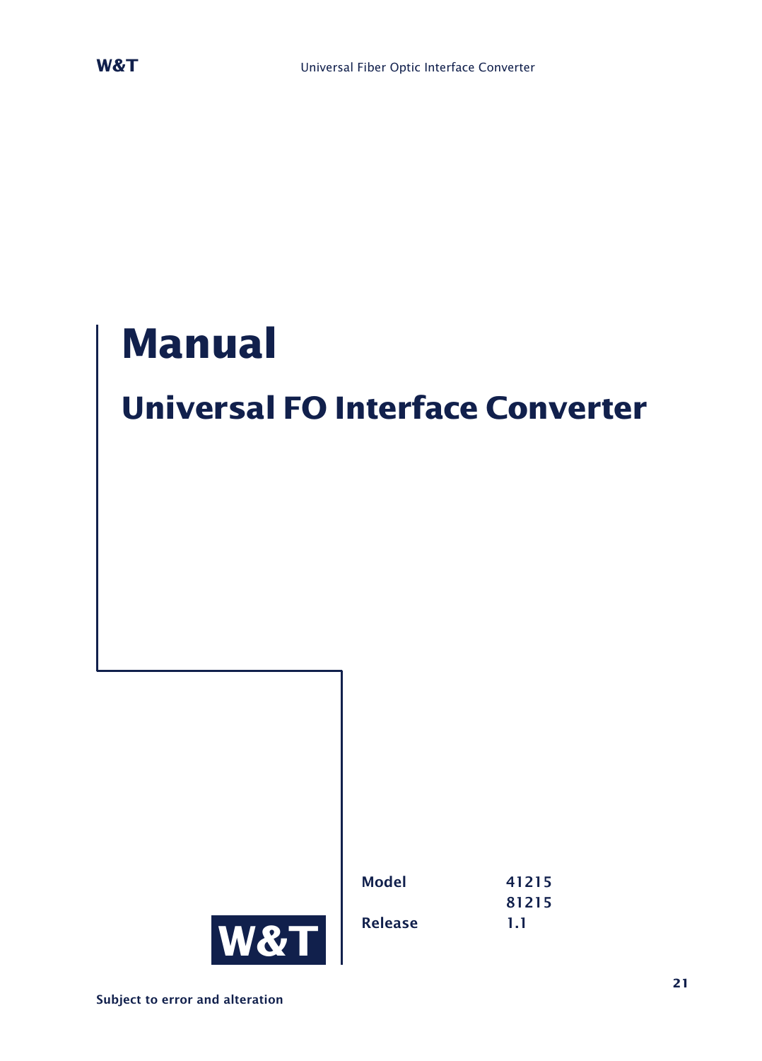# Manual

## Universal FO Interface Converter

| | |
|---|---|
| **Model** | 41215 |
| | 81215 |
| **Release** | 1.1 |

W&T

**Subject to error and alteration**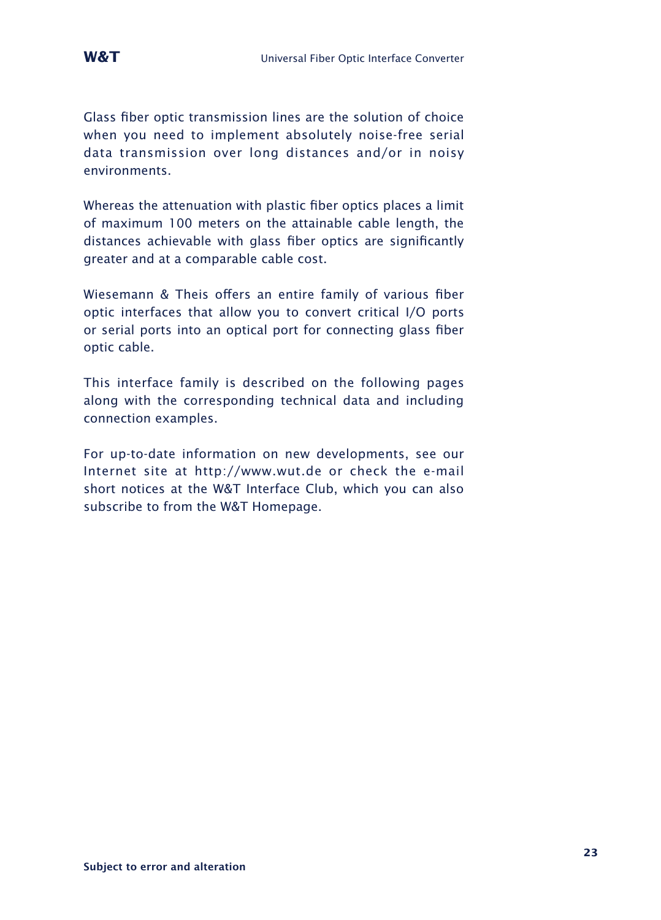Glass fiber optic transmission lines are the solution of choice when you need to implement absolutely noise-free serial data transmission over long distances and/or in noisy environments.

Whereas the attenuation with plastic fiber optics places a limit of maximum 100 meters on the attainable cable length, the distances achievable with glass fiber optics are significantly greater and at a comparable cable cost.

Wiesemann & Theis offers an entire family of various fiber optic interfaces that allow you to convert critical I/O ports or serial ports into an optical port for connecting glass fiber optic cable.

This interface family is described on the following pages along with the corresponding technical data and including connection examples.

For up-to-date information on new developments, see our Internet site at http://www.wut.de or check the e-mail short notices at the W&T Interface Club, which you can also subscribe to from the W&T Homepage.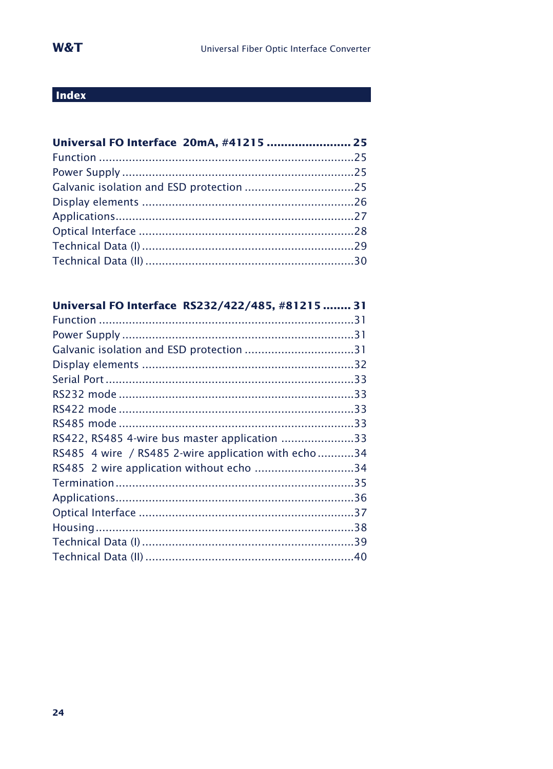# Index

**Universal FO Interface 20mA, #41215 ........................ 25**

Function ............................................................................25
Power Supply .....................................................................25
Galvanic isolation and ESD protection .................................25
Display elements ................................................................26
Applications.......................................................................27
Optical Interface .................................................................28
Technical Data (I) ................................................................29
Technical Data (II) ...............................................................30

**Universal FO Interface RS232/422/485, #81215 ........ 31**

Function ............................................................................31
Power Supply .....................................................................31
Galvanic isolation and ESD protection .................................31
Display elements ................................................................32
Serial Port ..........................................................................33
RS232 mode ......................................................................33
RS422 mode ......................................................................33
RS485 mode ......................................................................33
RS422, RS485 4-wire bus master application ......................33
RS485 4 wire / RS485 2-wire application with echo ...........34
RS485 2 wire application without echo ..............................34
Termination .......................................................................35
Applications.......................................................................36
Optical Interface .................................................................37
Housing .............................................................................38
Technical Data (I) ................................................................39
Technical Data (II) ...............................................................40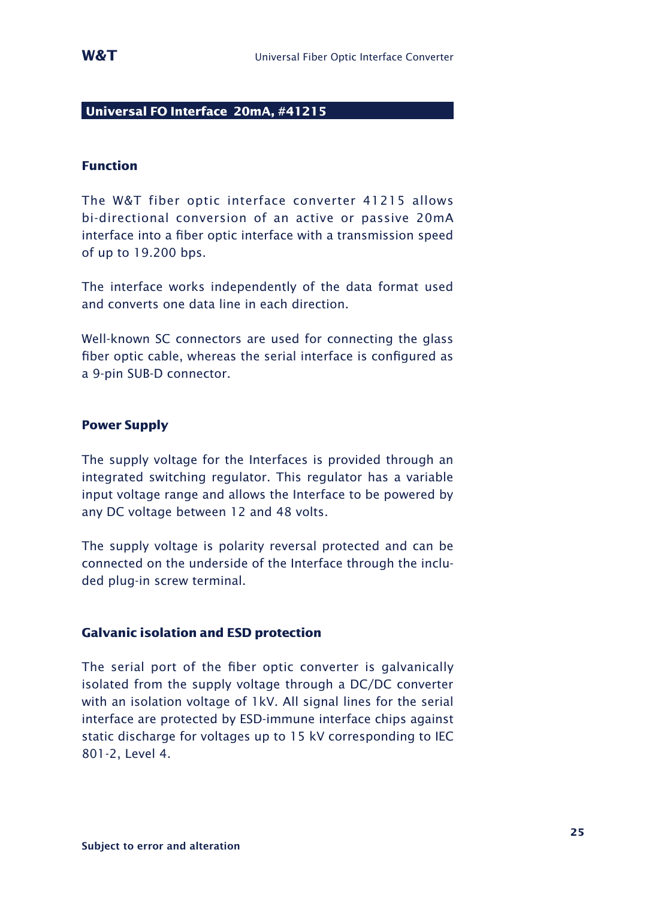## Universal FO Interface 20mA, #41215

### Function

The W&T fiber optic interface converter 41215 allows bi-directional conversion of an active or passive 20mA interface into a fiber optic interface with a transmission speed of up to 19.200 bps.

The interface works independently of the data format used and converts one data line in each direction.

Well-known SC connectors are used for connecting the glass fiber optic cable, whereas the serial interface is configured as a 9-pin SUB-D connector.

### Power Supply

The supply voltage for the Interfaces is provided through an integrated switching regulator. This regulator has a variable input voltage range and allows the Interface to be powered by any DC voltage between 12 and 48 volts.

The supply voltage is polarity reversal protected and can be connected on the underside of the Interface through the included plug-in screw terminal.

### Galvanic isolation and ESD protection

The serial port of the fiber optic converter is galvanically isolated from the supply voltage through a DC/DC converter with an isolation voltage of 1kV. All signal lines for the serial interface are protected by ESD-immune interface chips against static discharge for voltages up to 15 kV corresponding to IEC 801-2, Level 4.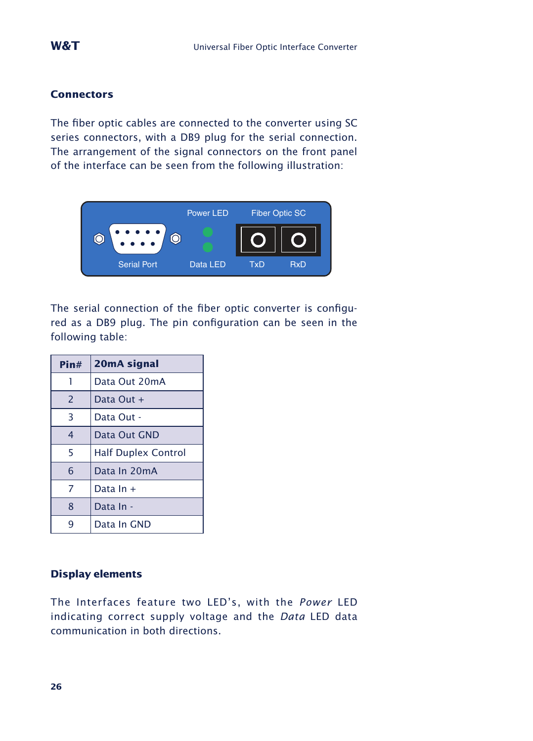## Connectors

The fiber optic cables are connected to the converter using SC series connectors, with a DB9 plug for the serial connection. The arrangement of the signal connectors on the front panel of the interface can be seen from the following illustration:

Power LED Fiber Optic SC

Serial Port Data LED TxD RxD

The serial connection of the fiber optic converter is configured as a DB9 plug. The pin configuration can be seen in the following table:

| Pin# | 20mA signal |
| --- | --- |
| 1 | Data Out 20mA |
| 2 | Data Out + |
| 3 | Data Out - |
| 4 | Data Out GND |
| 5 | Half Duplex Control |
| 6 | Data In 20mA |
| 7 | Data In + |
| 8 | Data In - |
| 9 | Data In GND |

## Display elements

The Interfaces feature two LED's, with the *Power* LED indicating correct supply voltage and the *Data* LED data communication in both directions.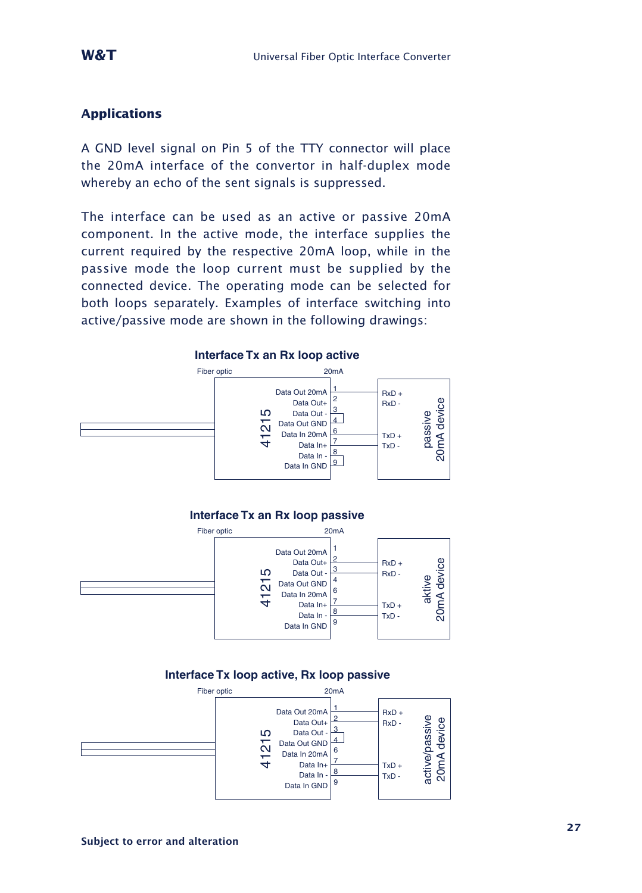## Applications

A GND level signal on Pin 5 of the TTY connector will place the 20mA interface of the convertor in half-duplex mode whereby an echo of the sent signals is suppressed.

The interface can be used as an active or passive 20mA component. In the active mode, the interface supplies the current required by the respective 20mA loop, while in the passive mode the loop current must be supplied by the connected device. The operating mode can be selected for both loops separately. Examples of interface switching into active/passive mode are shown in the following drawings:

**Interface Tx an Rx loop active**

Fiber optic — 41215 — 20mA

| Pin | Signal | Connection |
|---|---|---|
| 1 | Data Out 20mA | RxD + |
| 2 | Data Out+ | RxD - |
| 3 | Data Out - | bridged to 4 |
| 4 | Data Out GND | bridged to 3 |
| 6 | Data In 20mA | TxD + |
| 7 | Data In+ | TxD - |
| 8 | Data In - | bridged to 9 |
| 9 | Data In GND | bridged to 8 |

passive 20mA device

**Interface Tx an Rx loop passive**

Fiber optic — 41215 — 20mA

| Pin | Signal | Connection |
|---|---|---|
| 1 | Data Out 20mA | |
| 2 | Data Out+ | RxD + |
| 3 | Data Out - | RxD - |
| 4 | Data Out GND | |
| 6 | Data In 20mA | |
| 7 | Data In+ | TxD + |
| 8 | Data In - | TxD - |
| 9 | Data In GND | |

aktive 20mA device

**Interface Tx loop active, Rx loop passive**

Fiber optic — 41215 — 20mA

| Pin | Signal | Connection |
|---|---|---|
| 1 | Data Out 20mA | RxD + |
| 2 | Data Out+ | RxD - |
| 3 | Data Out - | bridged to 4 |
| 4 | Data Out GND | bridged to 3 |
| 6 | Data In 20mA | |
| 7 | Data In+ | TxD + |
| 8 | Data In - | TxD - |
| 9 | Data In GND | |

active/passive 20mA device

**Subject to error and alteration**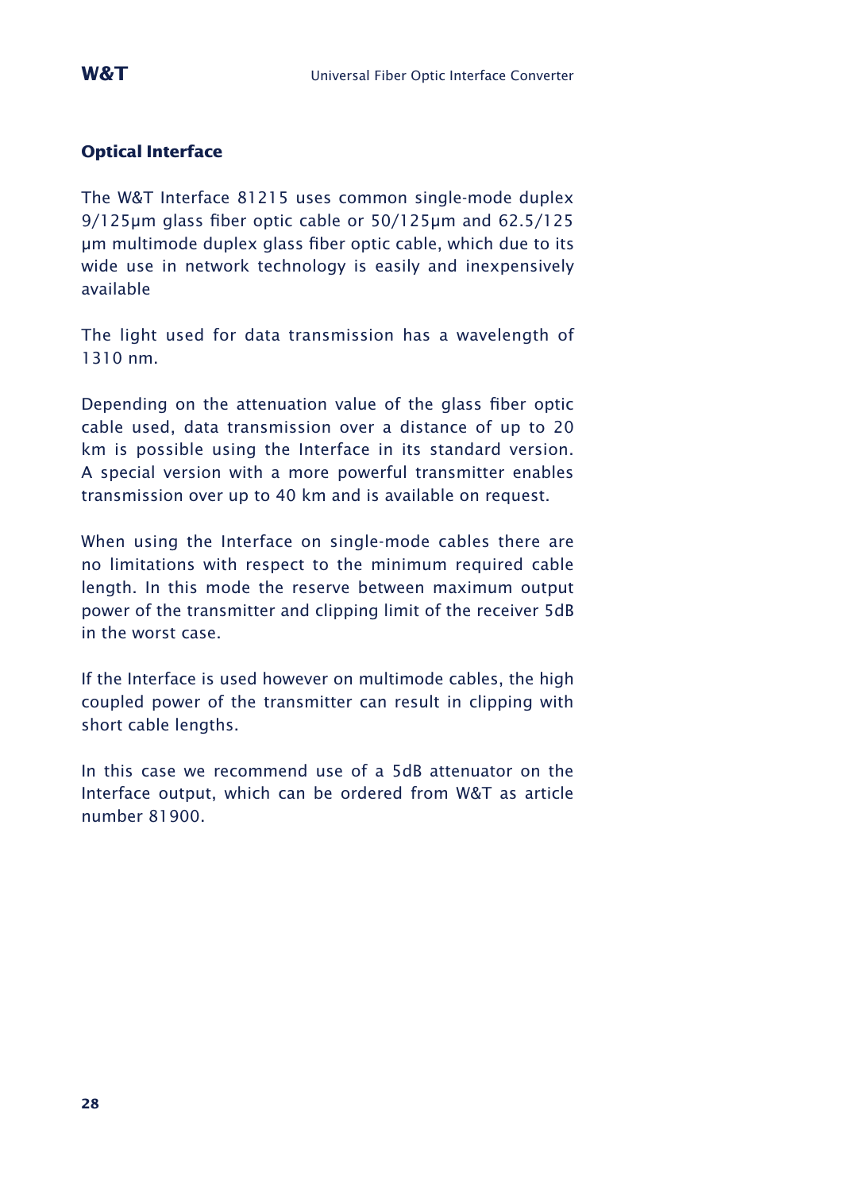## Optical Interface

The W&T Interface 81215 uses common single-mode duplex 9/125µm glass fiber optic cable or 50/125µm and 62.5/125 µm multimode duplex glass fiber optic cable, which due to its wide use in network technology is easily and inexpensively available

The light used for data transmission has a wavelength of 1310 nm.

Depending on the attenuation value of the glass fiber optic cable used, data transmission over a distance of up to 20 km is possible using the Interface in its standard version. A special version with a more powerful transmitter enables transmission over up to 40 km and is available on request.

When using the Interface on single-mode cables there are no limitations with respect to the minimum required cable length. In this mode the reserve between maximum output power of the transmitter and clipping limit of the receiver 5dB in the worst case.

If the Interface is used however on multimode cables, the high coupled power of the transmitter can result in clipping with short cable lengths.

In this case we recommend use of a 5dB attenuator on the Interface output, which can be ordered from W&T as article number 81900.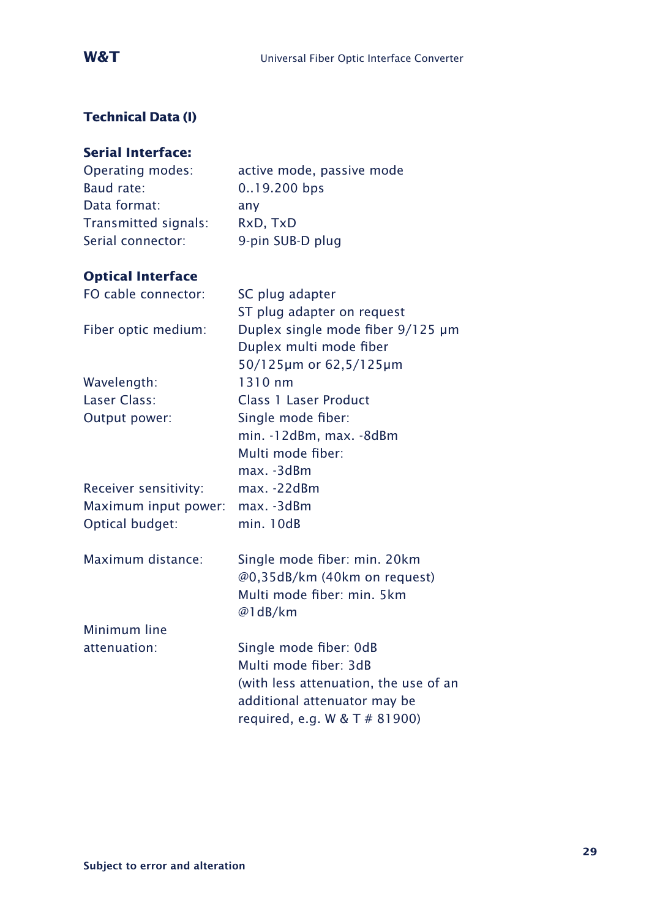## Technical Data (I)

### Serial Interface:

| | |
|---|---|
| Operating modes: | active mode, passive mode |
| Baud rate: | 0..19.200 bps |
| Data format: | any |
| Transmitted signals: | RxD, TxD |
| Serial connector: | 9-pin SUB-D plug |

### Optical Interface

| | |
|---|---|
| FO cable connector: | SC plug adapter<br>ST plug adapter on request |
| Fiber optic medium: | Duplex single mode fiber 9/125 µm<br>Duplex multi mode fiber<br>50/125µm or 62,5/125µm |
| Wavelength: | 1310 nm |
| Laser Class: | Class 1 Laser Product |
| Output power: | Single mode fiber:<br>min. -12dBm, max. -8dBm<br>Multi mode fiber:<br>max. -3dBm |
| Receiver sensitivity: | max. -22dBm |
| Maximum input power: | max. -3dBm |
| Optical budget: | min. 10dB |
| Maximum distance: | Single mode fiber: min. 20km<br>@0,35dB/km (40km on request)<br>Multi mode fiber: min. 5km<br>@1dB/km |
| Minimum line attenuation: | Single mode fiber: 0dB<br>Multi mode fiber: 3dB<br>(with less attenuation, the use of an additional attenuator may be required, e.g. W & T # 81900) |

**Subject to error and alteration**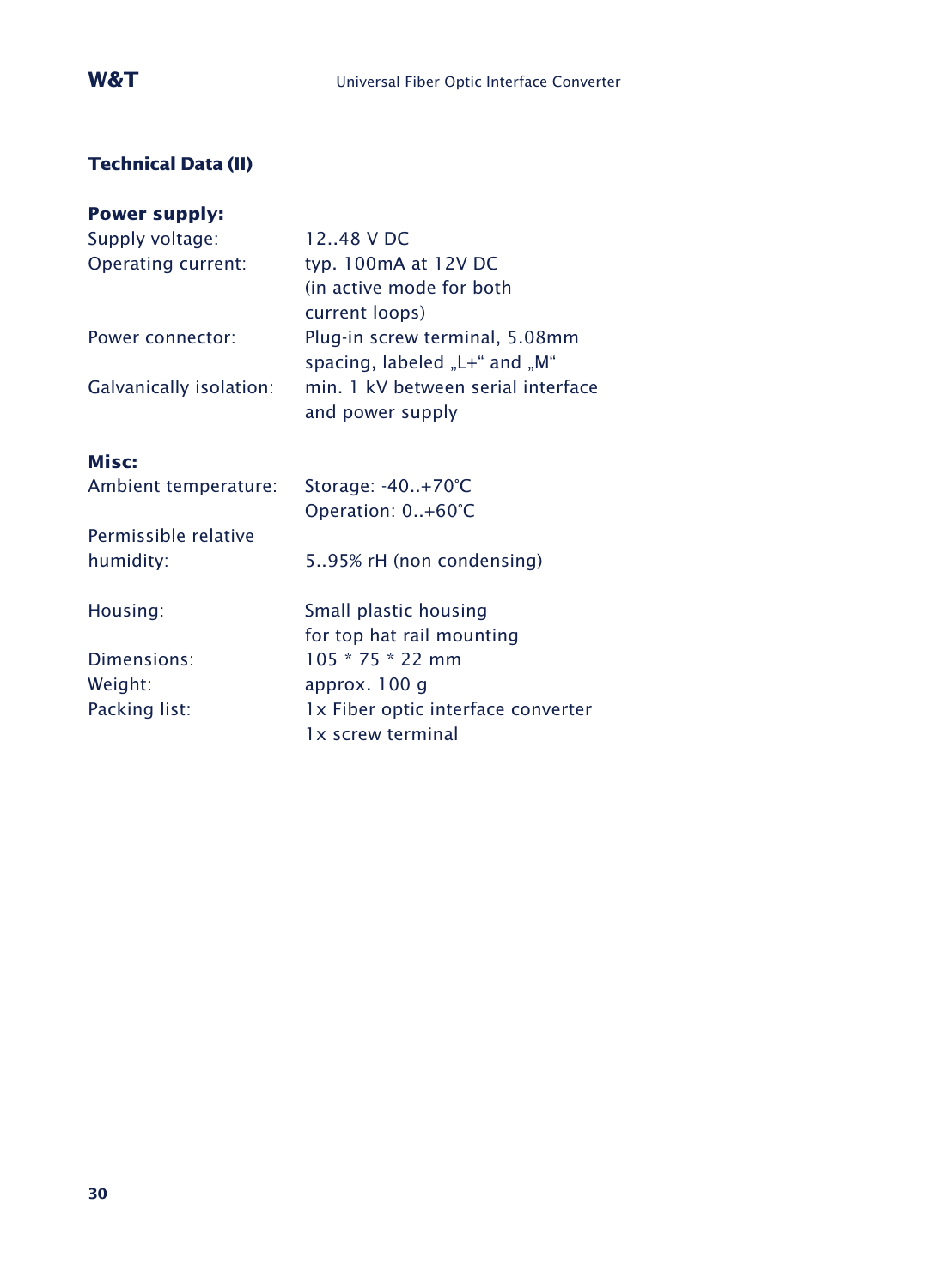## Technical Data (II)

### Power supply:

| | |
|---|---|
| Supply voltage: | 12..48 V DC |
| Operating current: | typ. 100mA at 12V DC (in active mode for both current loops) |
| Power connector: | Plug-in screw terminal, 5.08mm spacing, labeled „L+“ and „M“ |
| Galvanically isolation: | min. 1 kV between serial interface and power supply |

### Misc:

| | |
|---|---|
| Ambient temperature: | Storage: -40..+70°C<br>Operation: 0..+60°C |
| Permissible relative humidity: | 5..95% rH (non condensing) |
| Housing: | Small plastic housing for top hat rail mounting |
| Dimensions: | 105 * 75 * 22 mm |
| Weight: | approx. 100 g |
| Packing list: | 1x Fiber optic interface converter<br>1x screw terminal |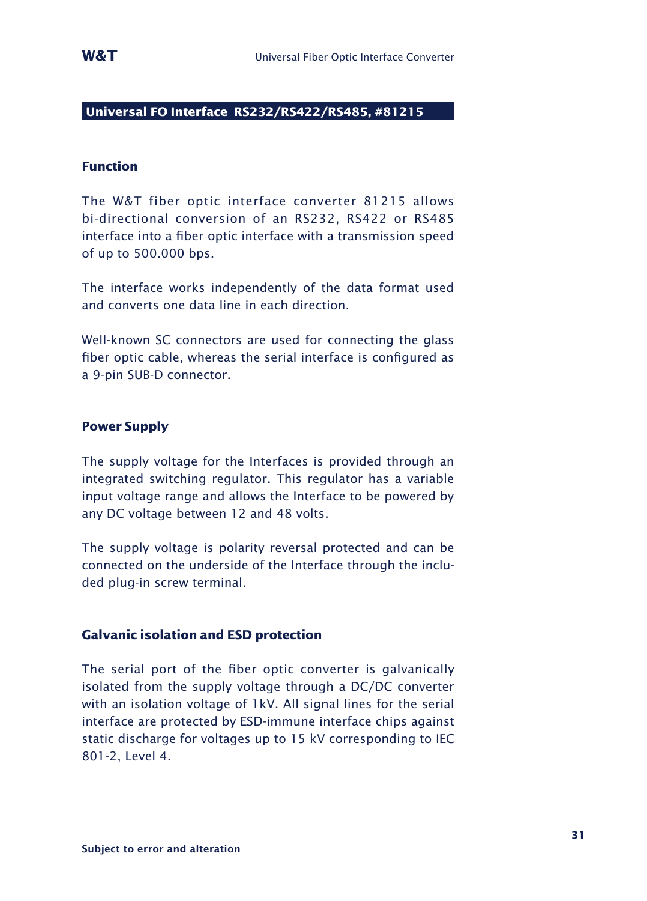## Universal FO Interface RS232/RS422/RS485, #81215

### Function

The W&T fiber optic interface converter 81215 allows bi-directional conversion of an RS232, RS422 or RS485 interface into a fiber optic interface with a transmission speed of up to 500.000 bps.

The interface works independently of the data format used and converts one data line in each direction.

Well-known SC connectors are used for connecting the glass fiber optic cable, whereas the serial interface is configured as a 9-pin SUB-D connector.

### Power Supply

The supply voltage for the Interfaces is provided through an integrated switching regulator. This regulator has a variable input voltage range and allows the Interface to be powered by any DC voltage between 12 and 48 volts.

The supply voltage is polarity reversal protected and can be connected on the underside of the Interface through the included plug-in screw terminal.

### Galvanic isolation and ESD protection

The serial port of the fiber optic converter is galvanically isolated from the supply voltage through a DC/DC converter with an isolation voltage of 1kV. All signal lines for the serial interface are protected by ESD-immune interface chips against static discharge for voltages up to 15 kV corresponding to IEC 801-2, Level 4.

**Subject to error and alteration**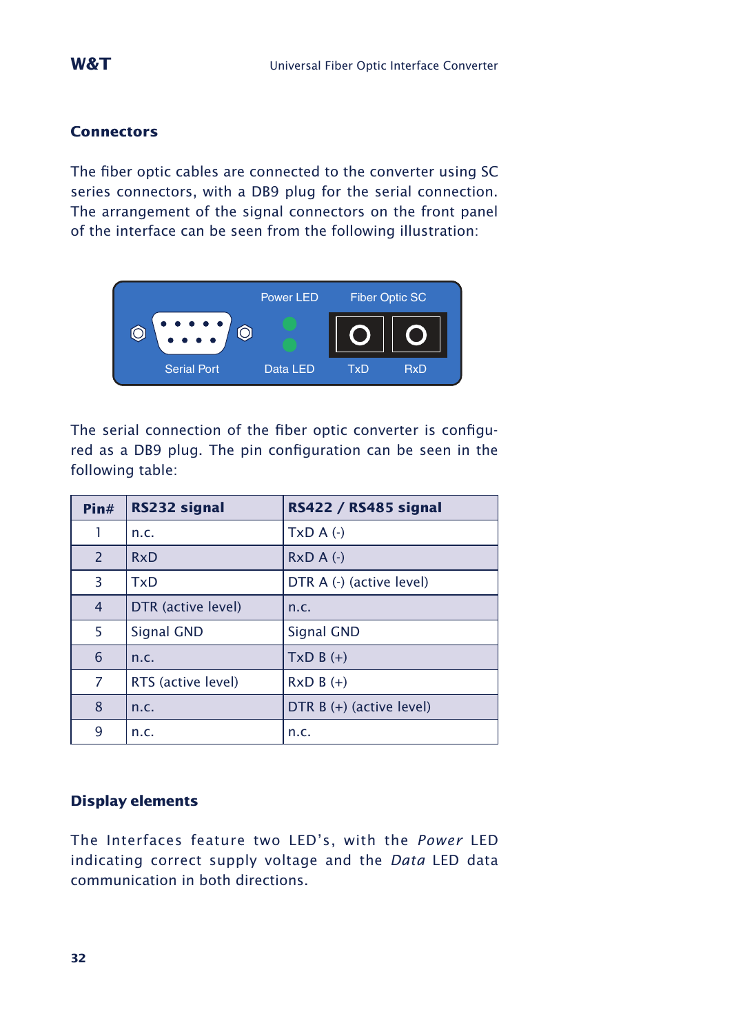## Connectors

The fiber optic cables are connected to the converter using SC series connectors, with a DB9 plug for the serial connection. The arrangement of the signal connectors on the front panel of the interface can be seen from the following illustration:

The serial connection of the fiber optic converter is configured as a DB9 plug. The pin configuration can be seen in the following table:

| Pin# | RS232 signal | RS422 / RS485 signal |
|---|---|---|
| 1 | n.c. | TxD A (-) |
| 2 | RxD | RxD A (-) |
| 3 | TxD | DTR A (-) (active level) |
| 4 | DTR (active level) | n.c. |
| 5 | Signal GND | Signal GND |
| 6 | n.c. | TxD B (+) |
| 7 | RTS (active level) | RxD B (+) |
| 8 | n.c. | DTR B (+) (active level) |
| 9 | n.c. | n.c. |

## Display elements

The Interfaces feature two LED's, with the *Power* LED indicating correct supply voltage and the *Data* LED data communication in both directions.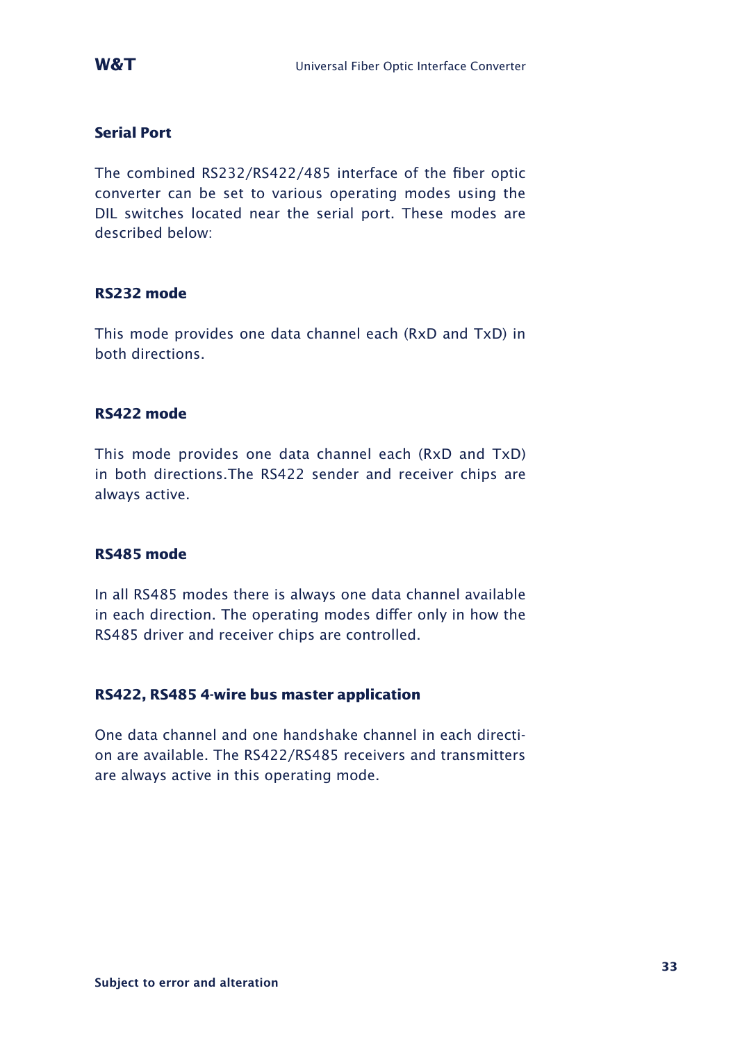## Serial Port

The combined RS232/RS422/485 interface of the fiber optic converter can be set to various operating modes using the DIL switches located near the serial port. These modes are described below:

### RS232 mode

This mode provides one data channel each (RxD and TxD) in both directions.

### RS422 mode

This mode provides one data channel each (RxD and TxD) in both directions.The RS422 sender and receiver chips are always active.

### RS485 mode

In all RS485 modes there is always one data channel available in each direction. The operating modes differ only in how the RS485 driver and receiver chips are controlled.

### RS422, RS485 4-wire bus master application

One data channel and one handshake channel in each direction are available. The RS422/RS485 receivers and transmitters are always active in this operating mode.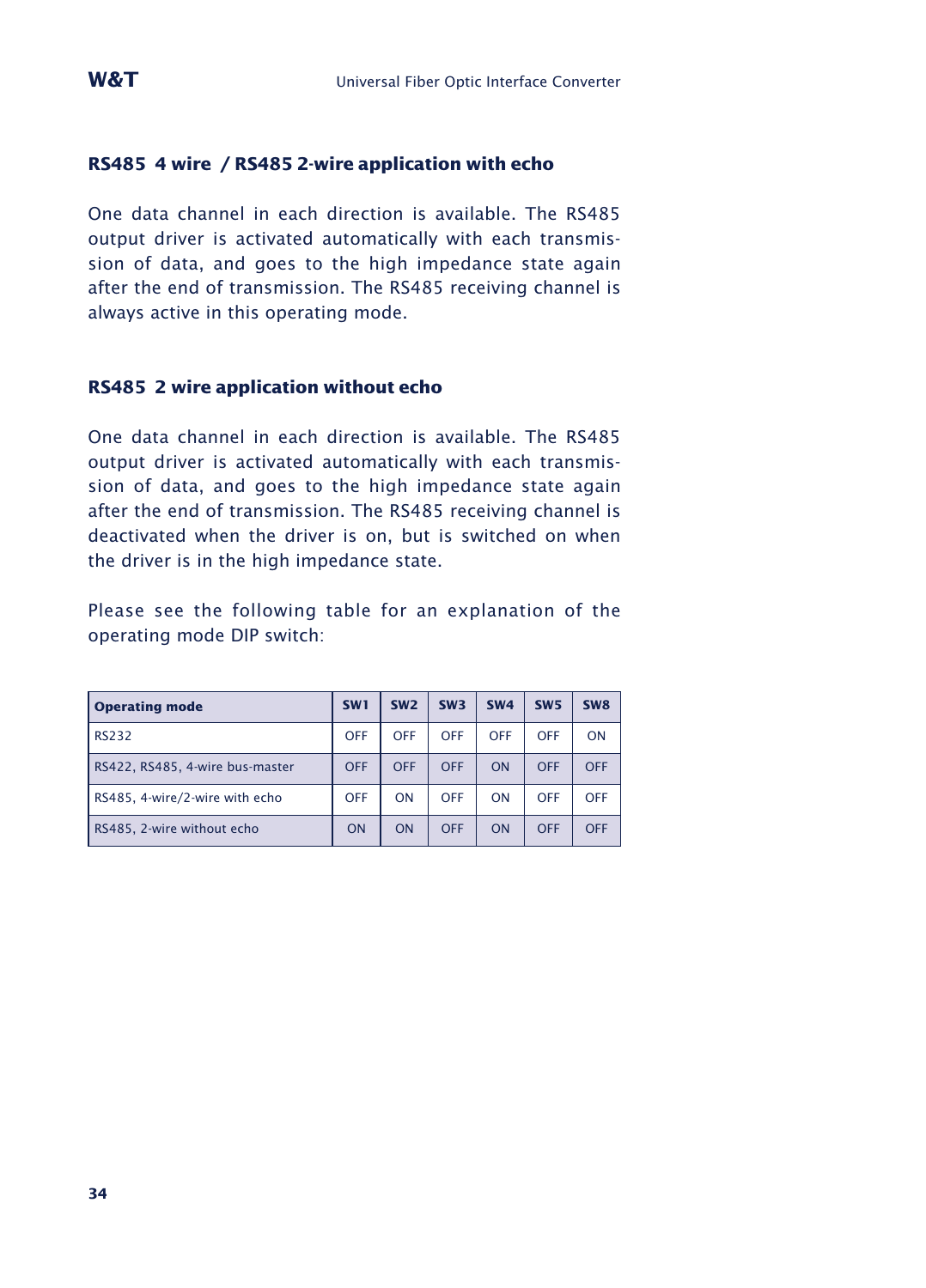### RS485 4 wire / RS485 2-wire application with echo

One data channel in each direction is available. The RS485 output driver is activated automatically with each transmission of data, and goes to the high impedance state again after the end of transmission. The RS485 receiving channel is always active in this operating mode.

### RS485 2 wire application without echo

One data channel in each direction is available. The RS485 output driver is activated automatically with each transmission of data, and goes to the high impedance state again after the end of transmission. The RS485 receiving channel is deactivated when the driver is on, but is switched on when the driver is in the high impedance state.

Please see the following table for an explanation of the operating mode DIP switch:

| Operating mode | SW1 | SW2 | SW3 | SW4 | SW5 | SW8 |
|---|---|---|---|---|---|---|
| RS232 | OFF | OFF | OFF | OFF | OFF | ON |
| RS422, RS485, 4-wire bus-master | OFF | OFF | OFF | ON | OFF | OFF |
| RS485, 4-wire/2-wire with echo | OFF | ON | OFF | ON | OFF | OFF |
| RS485, 2-wire without echo | ON | ON | OFF | ON | OFF | OFF |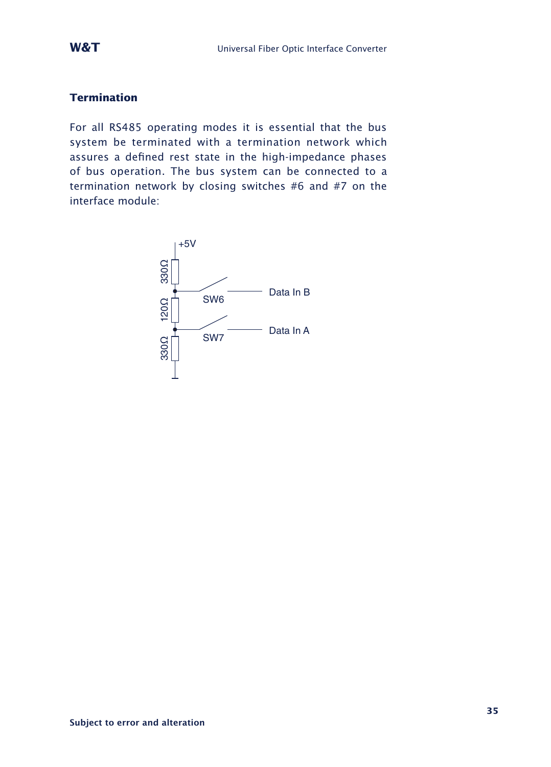## Termination

For all RS485 operating modes it is essential that the bus system be terminated with a termination network which assures a defined rest state in the high-impedance phases of bus operation. The bus system can be connected to a termination network by closing switches #6 and #7 on the interface module:

+5V

330Ω

SW6 — Data In B

120Ω

SW7 — Data In A

330Ω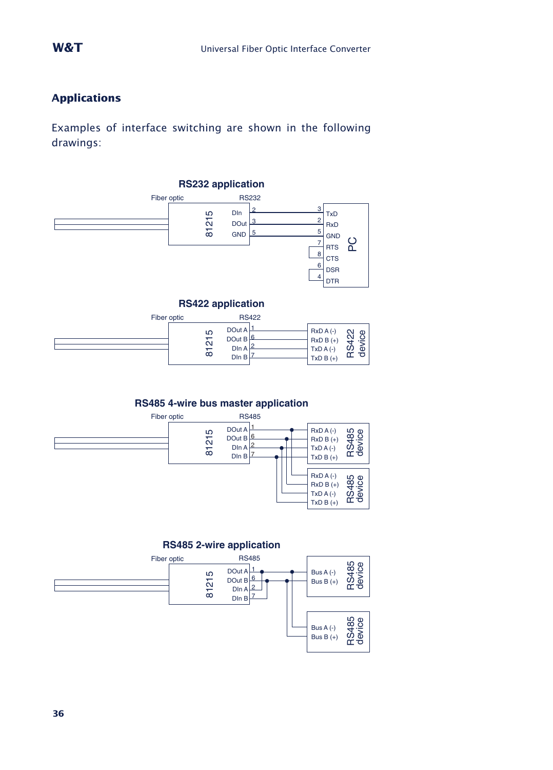## Applications

Examples of interface switching are shown in the following drawings:

**RS232 application**

Fiber optic — RS232

81215 — DIn 2 — 3 TxD; DOut 3 — 2 RxD; GND 5 — 5 GND; 7 RTS, 8 CTS; 6 DSR, 4 DTR — PC

**RS422 application**

Fiber optic — RS422

81215 — DOut A 1 — RxD A (-); DOut B 6 — RxD B (+); DIn A 2 — TxD A (-); DIn B 7 — TxD B (+) — RS422 device

**RS485 4-wire bus master application**

Fiber optic — RS485

81215 — DOut A 1 — RxD A (-); DOut B 6 — RxD B (+); DIn A 2 — TxD A (-); DIn B 7 — TxD B (+) — RS485 device

RxD A (-); RxD B (+); TxD A (-); TxD B (+) — RS485 device

**RS485 2-wire application**

Fiber optic — RS485

81215 — DOut A 1; DOut B 6; DIn A 2; DIn B 7 — Bus A (-); Bus B (+) — RS485 device

Bus A (-); Bus B (+) — RS485 device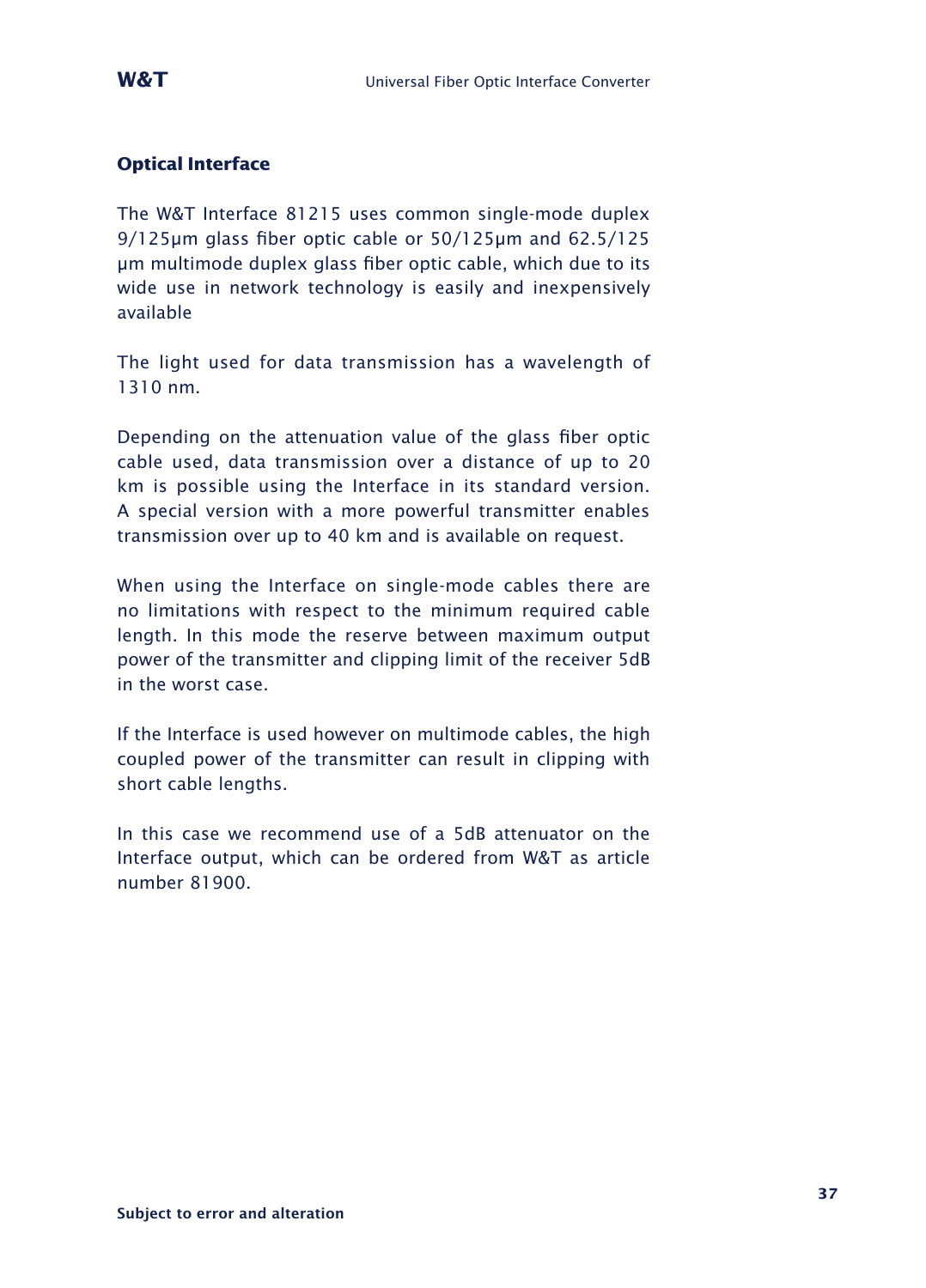## Optical Interface

The W&T Interface 81215 uses common single-mode duplex 9/125µm glass fiber optic cable or 50/125µm and 62.5/125 µm multimode duplex glass fiber optic cable, which due to its wide use in network technology is easily and inexpensively available

The light used for data transmission has a wavelength of 1310 nm.

Depending on the attenuation value of the glass fiber optic cable used, data transmission over a distance of up to 20 km is possible using the Interface in its standard version. A special version with a more powerful transmitter enables transmission over up to 40 km and is available on request.

When using the Interface on single-mode cables there are no limitations with respect to the minimum required cable length. In this mode the reserve between maximum output power of the transmitter and clipping limit of the receiver 5dB in the worst case.

If the Interface is used however on multimode cables, the high coupled power of the transmitter can result in clipping with short cable lengths.

In this case we recommend use of a 5dB attenuator on the Interface output, which can be ordered from W&T as article number 81900.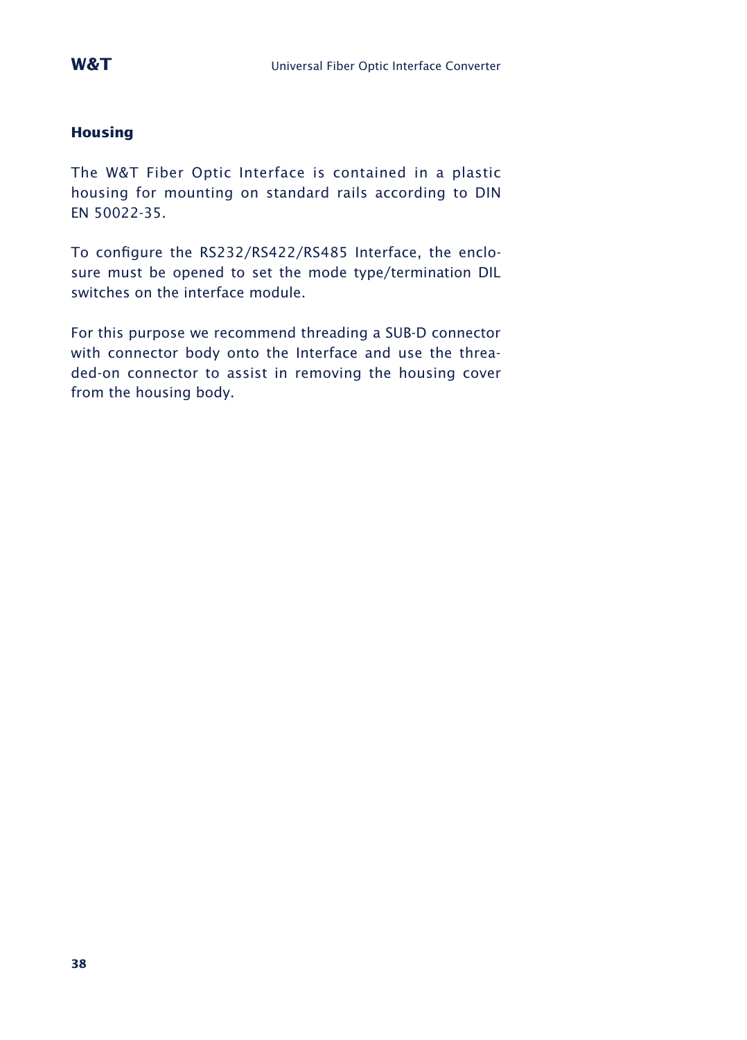## Housing

The W&T Fiber Optic Interface is contained in a plastic housing for mounting on standard rails according to DIN EN 50022-35.

To configure the RS232/RS422/RS485 Interface, the enclosure must be opened to set the mode type/termination DIL switches on the interface module.

For this purpose we recommend threading a SUB-D connector with connector body onto the Interface and use the threaded-on connector to assist in removing the housing cover from the housing body.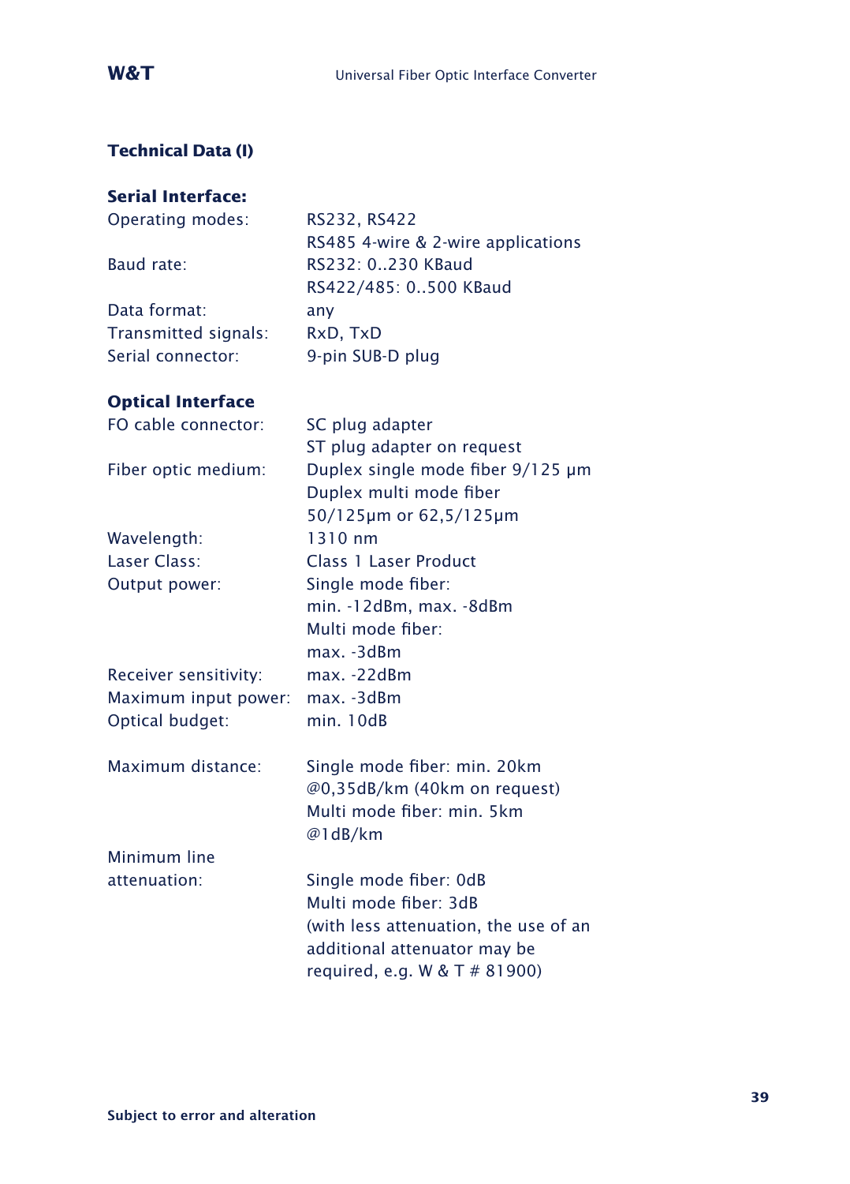## Technical Data (I)

### Serial Interface:

| | |
|---|---|
| Operating modes: | RS232, RS422<br>RS485 4-wire & 2-wire applications |
| Baud rate: | RS232: 0..230 KBaud<br>RS422/485: 0..500 KBaud |
| Data format: | any |
| Transmitted signals: | RxD, TxD |
| Serial connector: | 9-pin SUB-D plug |

### Optical Interface

| | |
|---|---|
| FO cable connector: | SC plug adapter<br>ST plug adapter on request |
| Fiber optic medium: | Duplex single mode fiber 9/125 µm<br>Duplex multi mode fiber<br>50/125µm or 62,5/125µm |
| Wavelength: | 1310 nm |
| Laser Class: | Class 1 Laser Product |
| Output power: | Single mode fiber:<br>min. -12dBm, max. -8dBm<br>Multi mode fiber:<br>max. -3dBm |
| Receiver sensitivity: | max. -22dBm |
| Maximum input power: | max. -3dBm |
| Optical budget: | min. 10dB |
| Maximum distance: | Single mode fiber: min. 20km<br>@0,35dB/km (40km on request)<br>Multi mode fiber: min. 5km<br>@1dB/km |
| Minimum line attenuation: | Single mode fiber: 0dB<br>Multi mode fiber: 3dB<br>(with less attenuation, the use of an additional attenuator may be required, e.g. W & T # 81900) |

Subject to error and alteration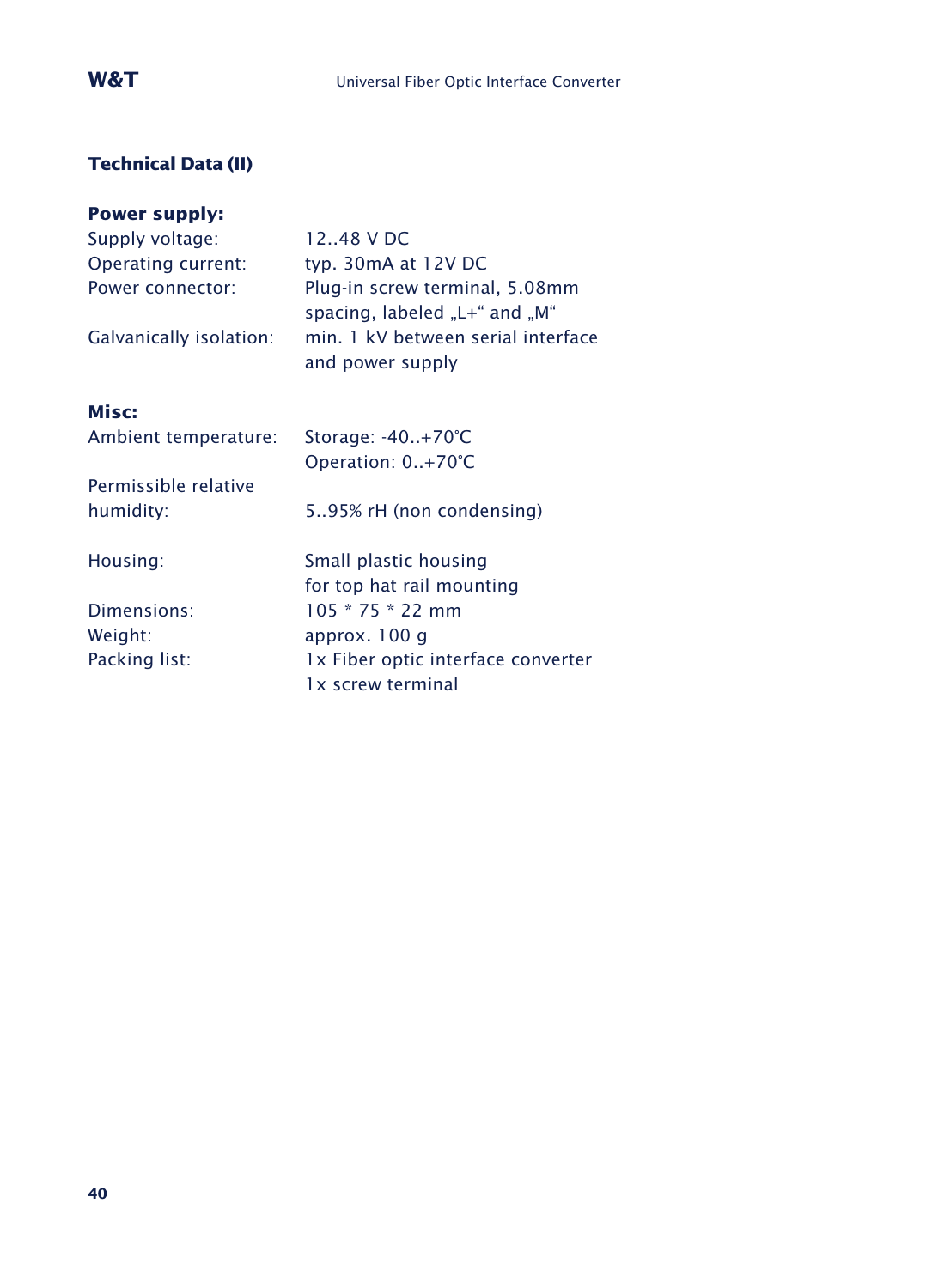## Technical Data (II)

| | |
|---|---|
| **Power supply:** | |
| Supply voltage: | 12..48 V DC |
| Operating current: | typ. 30mA at 12V DC |
| Power connector: | Plug-in screw terminal, 5.08mm spacing, labeled „L+“ and „M“ |
| Galvanically isolation: | min. 1 kV between serial interface and power supply |
| **Misc:** | |
| Ambient temperature: | Storage: -40..+70°C<br>Operation: 0..+70°C |
| Permissible relative humidity: | 5..95% rH (non condensing) |
| Housing: | Small plastic housing for top hat rail mounting |
| Dimensions: | 105 * 75 * 22 mm |
| Weight: | approx. 100 g |
| Packing list: | 1x Fiber optic interface converter<br>1x screw terminal |